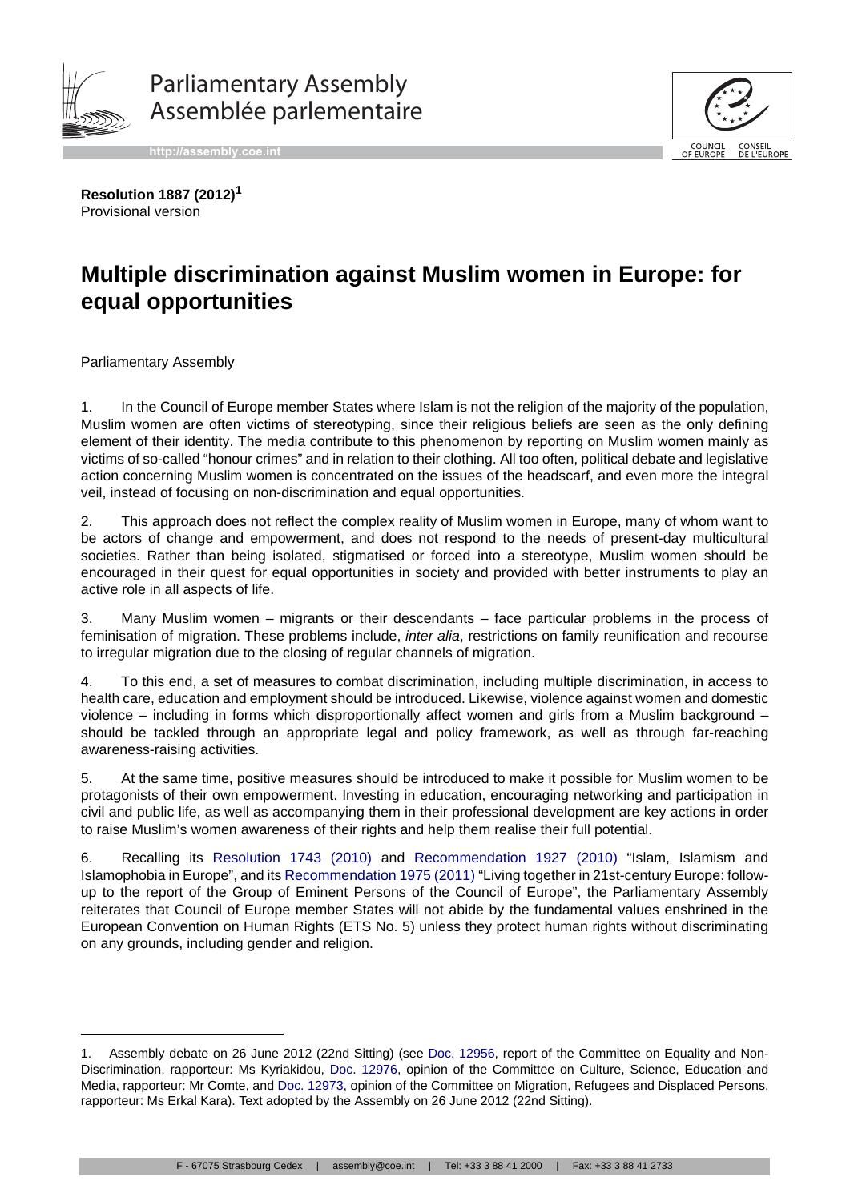Parliamentary Assembly
Assemblée parlementaire

http://assembly.coe.int

**Resolution 1887 (2012)**[1]
Provisional version

# Multiple discrimination against Muslim women in Europe: for equal opportunities

Parliamentary Assembly

1. In the Council of Europe member States where Islam is not the religion of the majority of the population, Muslim women are often victims of stereotyping, since their religious beliefs are seen as the only defining element of their identity. The media contribute to this phenomenon by reporting on Muslim women mainly as victims of so-called "honour crimes" and in relation to their clothing. All too often, political debate and legislative action concerning Muslim women is concentrated on the issues of the headscarf, and even more the integral veil, instead of focusing on non-discrimination and equal opportunities.

2. This approach does not reflect the complex reality of Muslim women in Europe, many of whom want to be actors of change and empowerment, and does not respond to the needs of present-day multicultural societies. Rather than being isolated, stigmatised or forced into a stereotype, Muslim women should be encouraged in their quest for equal opportunities in society and provided with better instruments to play an active role in all aspects of life.

3. Many Muslim women – migrants or their descendants – face particular problems in the process of feminisation of migration. These problems include, *inter alia*, restrictions on family reunification and recourse to irregular migration due to the closing of regular channels of migration.

4. To this end, a set of measures to combat discrimination, including multiple discrimination, in access to health care, education and employment should be introduced. Likewise, violence against women and domestic violence – including in forms which disproportionally affect women and girls from a Muslim background – should be tackled through an appropriate legal and policy framework, as well as through far-reaching awareness-raising activities.

5. At the same time, positive measures should be introduced to make it possible for Muslim women to be protagonists of their own empowerment. Investing in education, encouraging networking and participation in civil and public life, as well as accompanying them in their professional development are key actions in order to raise Muslim's women awareness of their rights and help them realise their full potential.

6. Recalling its Resolution 1743 (2010) and Recommendation 1927 (2010) "Islam, Islamism and Islamophobia in Europe", and its Recommendation 1975 (2011) "Living together in 21st-century Europe: follow-up to the report of the Group of Eminent Persons of the Council of Europe", the Parliamentary Assembly reiterates that Council of Europe member States will not abide by the fundamental values enshrined in the European Convention on Human Rights (ETS No. 5) unless they protect human rights without discriminating on any grounds, including gender and religion.

1. Assembly debate on 26 June 2012 (22nd Sitting) (see Doc. 12956, report of the Committee on Equality and Non-Discrimination, rapporteur: Ms Kyriakidou, Doc. 12976, opinion of the Committee on Culture, Science, Education and Media, rapporteur: Mr Comte, and Doc. 12973, opinion of the Committee on Migration, Refugees and Displaced Persons, rapporteur: Ms Erkal Kara). Text adopted by the Assembly on 26 June 2012 (22nd Sitting).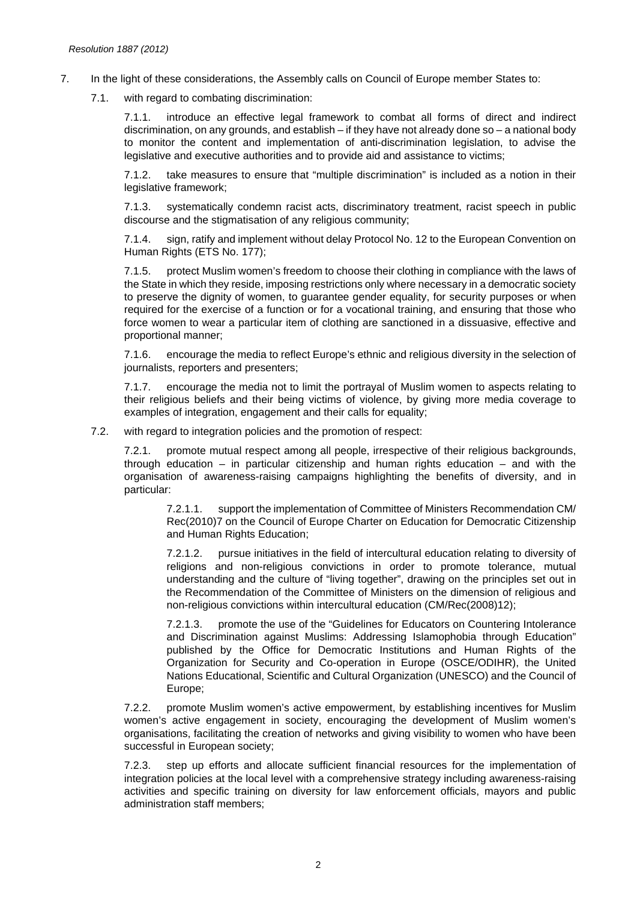7. In the light of these considerations, the Assembly calls on Council of Europe member States to:

7.1. with regard to combating discrimination:

7.1.1. introduce an effective legal framework to combat all forms of direct and indirect discrimination, on any grounds, and establish – if they have not already done so – a national body to monitor the content and implementation of anti-discrimination legislation, to advise the legislative and executive authorities and to provide aid and assistance to victims;

7.1.2. take measures to ensure that "multiple discrimination" is included as a notion in their legislative framework;

7.1.3. systematically condemn racist acts, discriminatory treatment, racist speech in public discourse and the stigmatisation of any religious community;

7.1.4. sign, ratify and implement without delay Protocol No. 12 to the European Convention on Human Rights (ETS No. 177);

7.1.5. protect Muslim women's freedom to choose their clothing in compliance with the laws of the State in which they reside, imposing restrictions only where necessary in a democratic society to preserve the dignity of women, to guarantee gender equality, for security purposes or when required for the exercise of a function or for a vocational training, and ensuring that those who force women to wear a particular item of clothing are sanctioned in a dissuasive, effective and proportional manner;

7.1.6. encourage the media to reflect Europe's ethnic and religious diversity in the selection of journalists, reporters and presenters;

7.1.7. encourage the media not to limit the portrayal of Muslim women to aspects relating to their religious beliefs and their being victims of violence, by giving more media coverage to examples of integration, engagement and their calls for equality;

7.2. with regard to integration policies and the promotion of respect:

7.2.1. promote mutual respect among all people, irrespective of their religious backgrounds, through education – in particular citizenship and human rights education – and with the organisation of awareness-raising campaigns highlighting the benefits of diversity, and in particular:

7.2.1.1. support the implementation of Committee of Ministers Recommendation CM/Rec(2010)7 on the Council of Europe Charter on Education for Democratic Citizenship and Human Rights Education;

7.2.1.2. pursue initiatives in the field of intercultural education relating to diversity of religions and non-religious convictions in order to promote tolerance, mutual understanding and the culture of "living together", drawing on the principles set out in the Recommendation of the Committee of Ministers on the dimension of religious and non-religious convictions within intercultural education (CM/Rec(2008)12);

7.2.1.3. promote the use of the "Guidelines for Educators on Countering Intolerance and Discrimination against Muslims: Addressing Islamophobia through Education" published by the Office for Democratic Institutions and Human Rights of the Organization for Security and Co-operation in Europe (OSCE/ODIHR), the United Nations Educational, Scientific and Cultural Organization (UNESCO) and the Council of Europe;

7.2.2. promote Muslim women's active empowerment, by establishing incentives for Muslim women's active engagement in society, encouraging the development of Muslim women's organisations, facilitating the creation of networks and giving visibility to women who have been successful in European society;

7.2.3. step up efforts and allocate sufficient financial resources for the implementation of integration policies at the local level with a comprehensive strategy including awareness-raising activities and specific training on diversity for law enforcement officials, mayors and public administration staff members;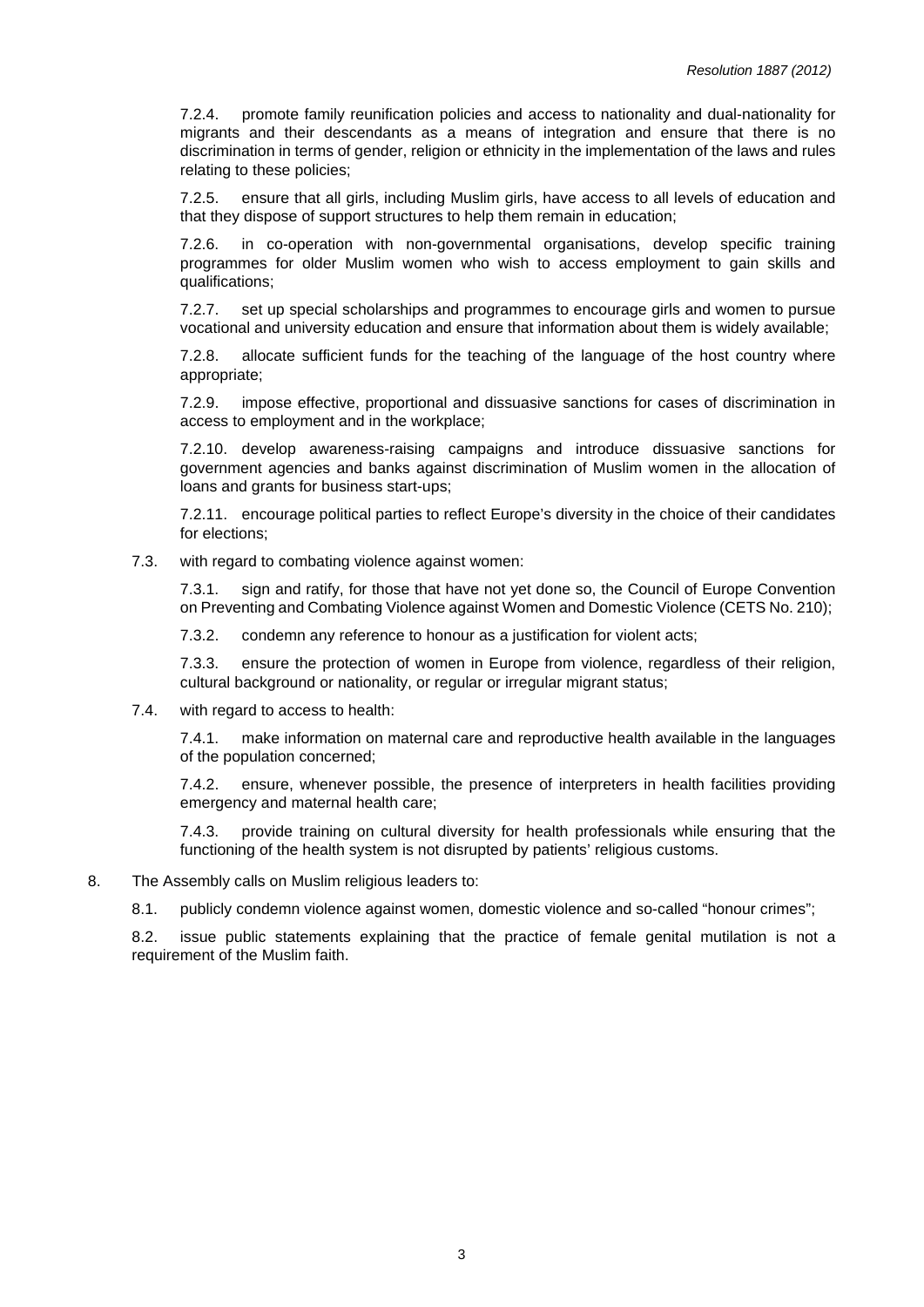7.2.4. promote family reunification policies and access to nationality and dual-nationality for migrants and their descendants as a means of integration and ensure that there is no discrimination in terms of gender, religion or ethnicity in the implementation of the laws and rules relating to these policies;

7.2.5. ensure that all girls, including Muslim girls, have access to all levels of education and that they dispose of support structures to help them remain in education;

7.2.6. in co-operation with non-governmental organisations, develop specific training programmes for older Muslim women who wish to access employment to gain skills and qualifications;

7.2.7. set up special scholarships and programmes to encourage girls and women to pursue vocational and university education and ensure that information about them is widely available;

7.2.8. allocate sufficient funds for the teaching of the language of the host country where appropriate;

7.2.9. impose effective, proportional and dissuasive sanctions for cases of discrimination in access to employment and in the workplace;

7.2.10. develop awareness-raising campaigns and introduce dissuasive sanctions for government agencies and banks against discrimination of Muslim women in the allocation of loans and grants for business start-ups;

7.2.11. encourage political parties to reflect Europe's diversity in the choice of their candidates for elections;

7.3. with regard to combating violence against women:

7.3.1. sign and ratify, for those that have not yet done so, the Council of Europe Convention on Preventing and Combating Violence against Women and Domestic Violence (CETS No. 210);

7.3.2. condemn any reference to honour as a justification for violent acts;

7.3.3. ensure the protection of women in Europe from violence, regardless of their religion, cultural background or nationality, or regular or irregular migrant status;

7.4. with regard to access to health:

7.4.1. make information on maternal care and reproductive health available in the languages of the population concerned;

7.4.2. ensure, whenever possible, the presence of interpreters in health facilities providing emergency and maternal health care;

7.4.3. provide training on cultural diversity for health professionals while ensuring that the functioning of the health system is not disrupted by patients' religious customs.

8. The Assembly calls on Muslim religious leaders to:

8.1. publicly condemn violence against women, domestic violence and so-called "honour crimes";

8.2. issue public statements explaining that the practice of female genital mutilation is not a requirement of the Muslim faith.